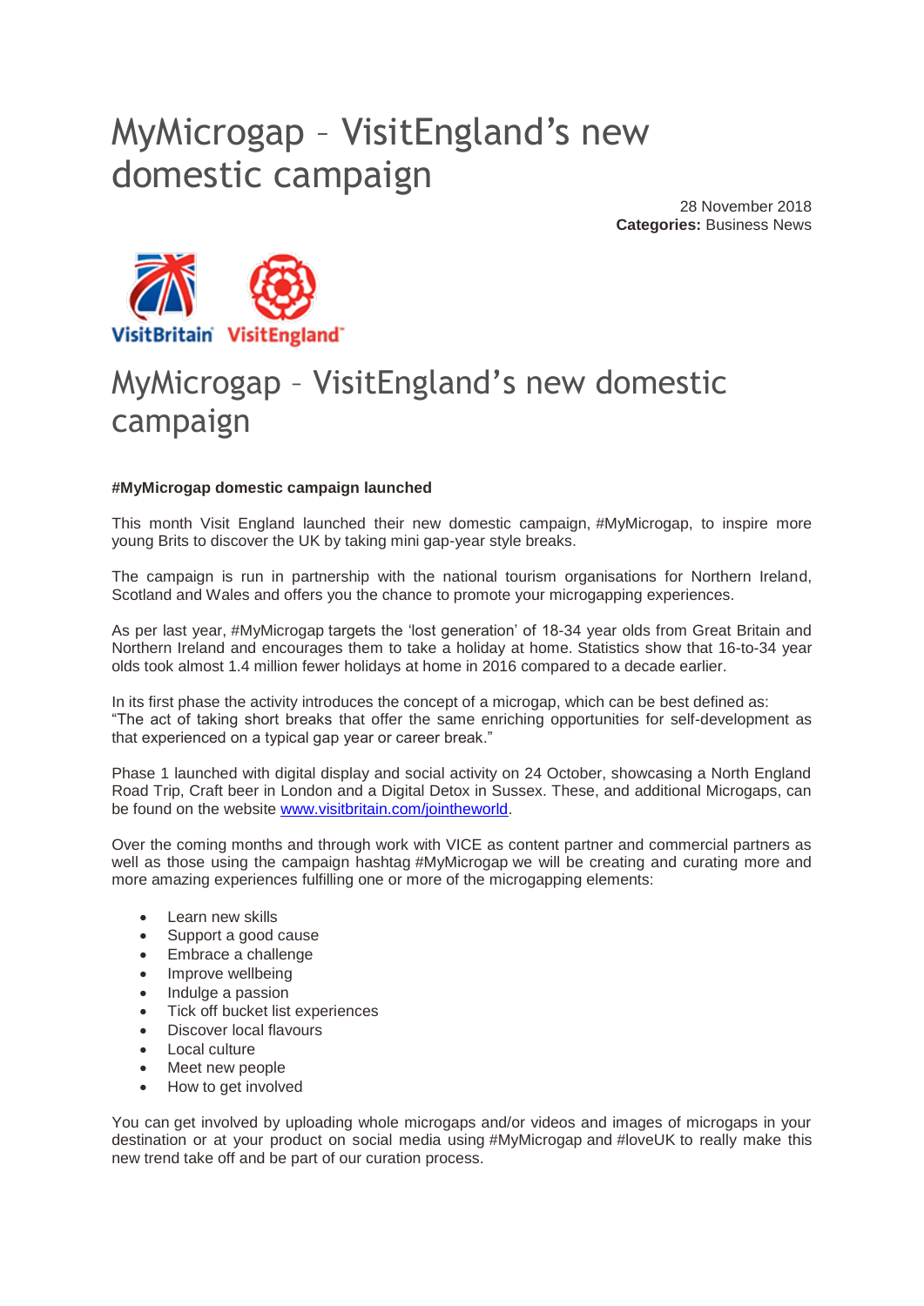# MyMicrogap – VisitEngland's new domestic campaign

28 November 2018
**Categories:** Business News

# MyMicrogap – VisitEngland's new domestic campaign

**#MyMicrogap domestic campaign launched**

This month Visit England launched their new domestic campaign, #MyMicrogap, to inspire more young Brits to discover the UK by taking mini gap-year style breaks.

The campaign is run in partnership with the national tourism organisations for Northern Ireland, Scotland and Wales and offers you the chance to promote your microgapping experiences.

As per last year, #MyMicrogap targets the 'lost generation' of 18-34 year olds from Great Britain and Northern Ireland and encourages them to take a holiday at home. Statistics show that 16-to-34 year olds took almost 1.4 million fewer holidays at home in 2016 compared to a decade earlier.

In its first phase the activity introduces the concept of a microgap, which can be best defined as:
"The act of taking short breaks that offer the same enriching opportunities for self-development as that experienced on a typical gap year or career break."

Phase 1 launched with digital display and social activity on 24 October, showcasing a North England Road Trip, Craft beer in London and a Digital Detox in Sussex. These, and additional Microgaps, can be found on the website [www.visitbritain.com/jointheworld](www.visitbritain.com/jointheworld).

Over the coming months and through work with VICE as content partner and commercial partners as well as those using the campaign hashtag #MyMicrogap we will be creating and curating more and more amazing experiences fulfilling one or more of the microgapping elements:

- Learn new skills
- Support a good cause
- Embrace a challenge
- Improve wellbeing
- Indulge a passion
- Tick off bucket list experiences
- Discover local flavours
- Local culture
- Meet new people
- How to get involved

You can get involved by uploading whole microgaps and/or videos and images of microgaps in your destination or at your product on social media using #MyMicrogap and #loveUK to really make this new trend take off and be part of our curation process.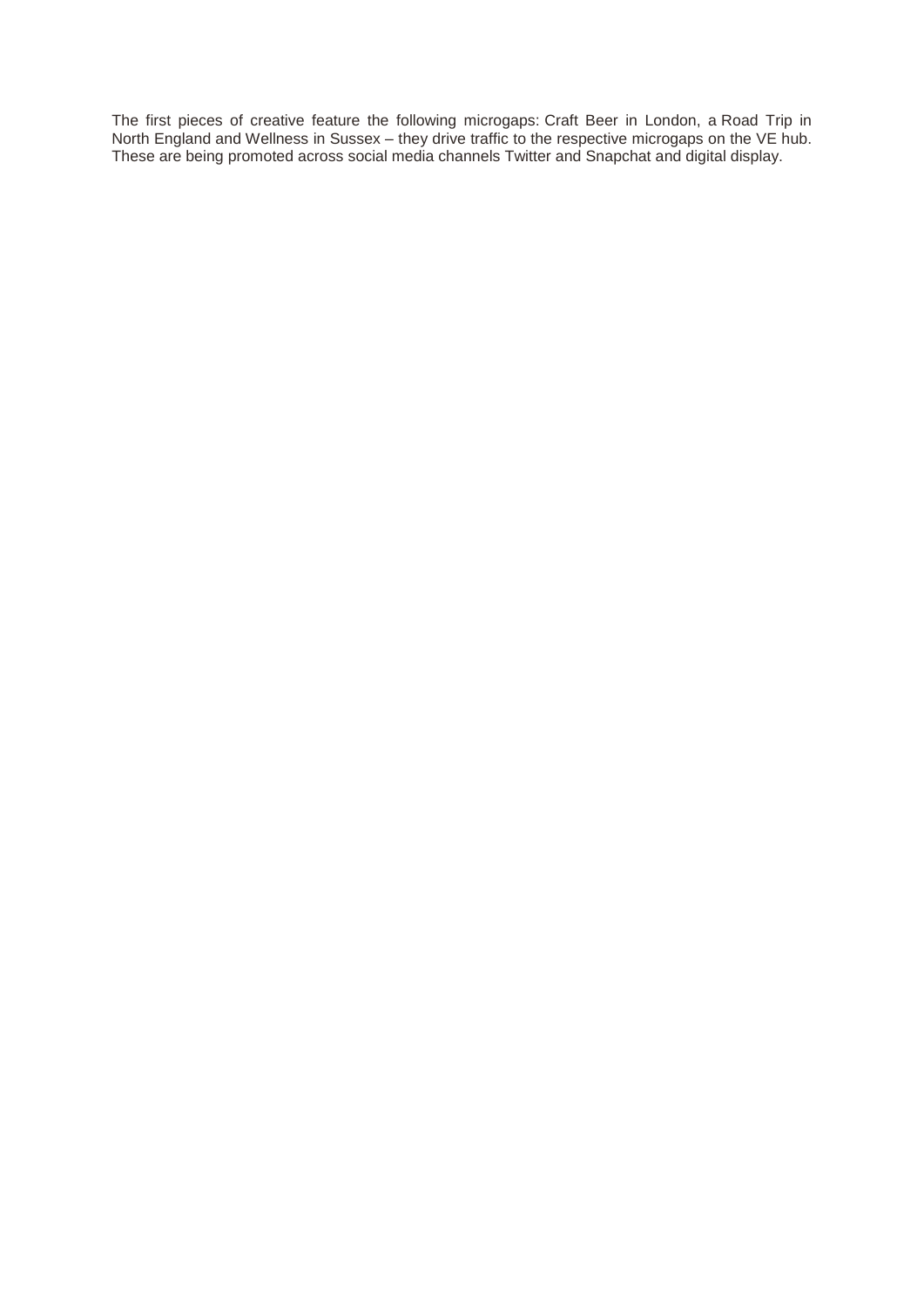The first pieces of creative feature the following microgaps: Craft Beer in London, a Road Trip in North England and Wellness in Sussex – they drive traffic to the respective microgaps on the VE hub. These are being promoted across social media channels Twitter and Snapchat and digital display.